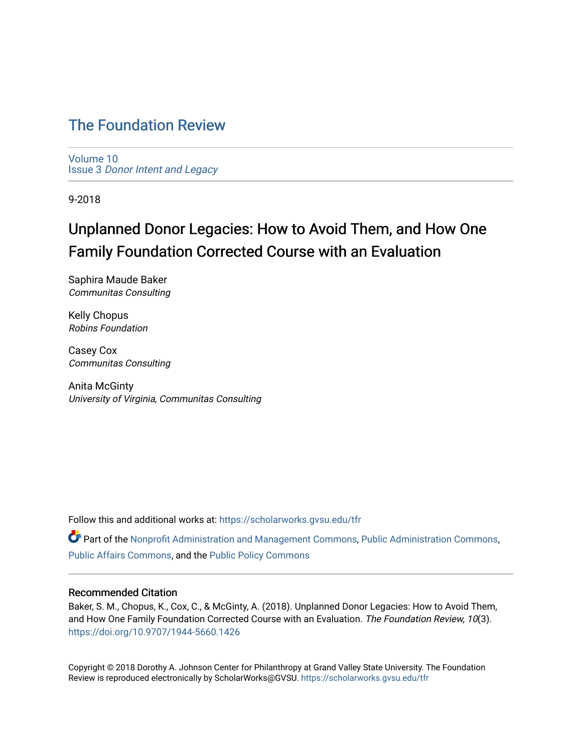# The Foundation Review

Volume 10
Issue 3 *Donor Intent and Legacy*

9-2018

## Unplanned Donor Legacies: How to Avoid Them, and How One Family Foundation Corrected Course with an Evaluation

Saphira Maude Baker
*Communitas Consulting*

Kelly Chopus
*Robins Foundation*

Casey Cox
*Communitas Consulting*

Anita McGinty
*University of Virginia, Communitas Consulting*

Follow this and additional works at: https://scholarworks.gvsu.edu/tfr

Part of the Nonprofit Administration and Management Commons, Public Administration Commons, Public Affairs Commons, and the Public Policy Commons

### Recommended Citation

Baker, S. M., Chopus, K., Cox, C., & McGinty, A. (2018). Unplanned Donor Legacies: How to Avoid Them, and How One Family Foundation Corrected Course with an Evaluation. *The Foundation Review, 10*(3). https://doi.org/10.9707/1944-5660.1426

Copyright © 2018 Dorothy A. Johnson Center for Philanthropy at Grand Valley State University. The Foundation Review is reproduced electronically by ScholarWorks@GVSU. https://scholarworks.gvsu.edu/tfr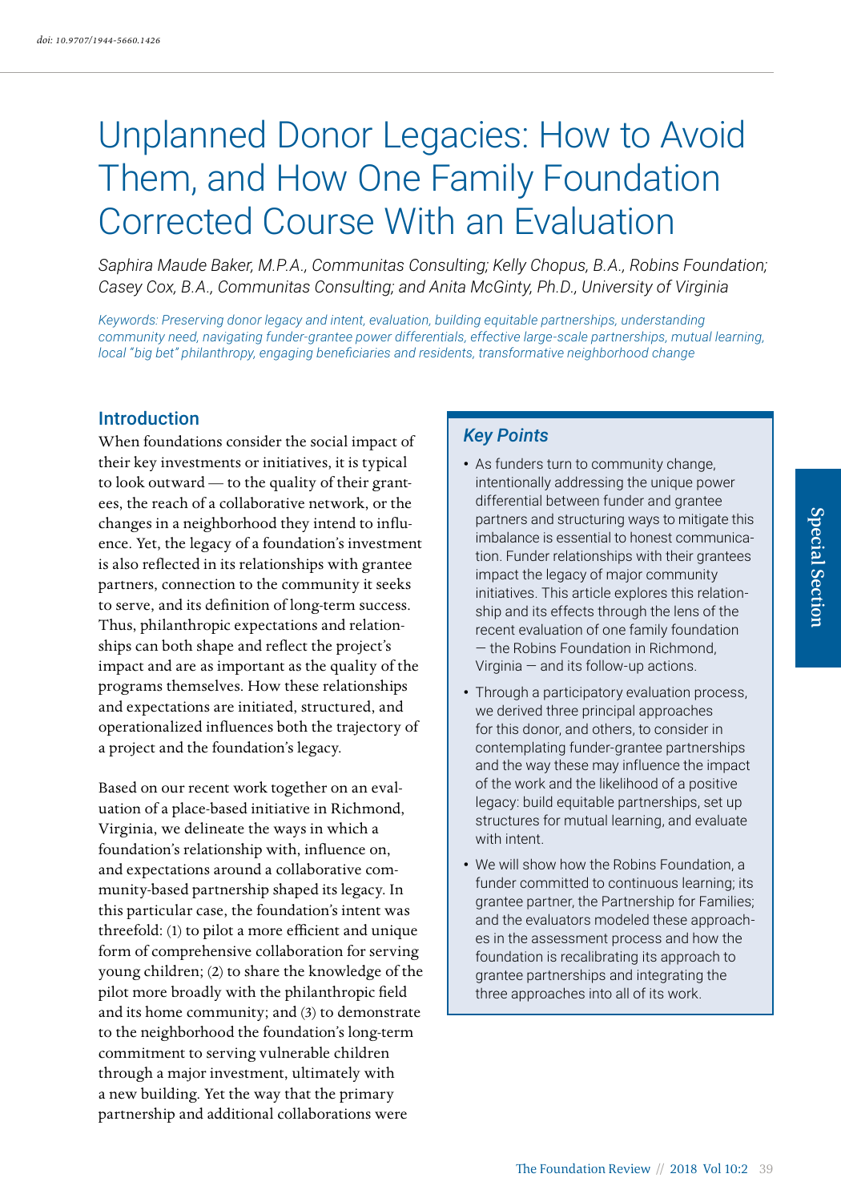doi: 10.9707/1944-5660.1426

# Unplanned Donor Legacies: How to Avoid Them, and How One Family Foundation Corrected Course With an Evaluation

*Saphira Maude Baker, M.P.A., Communitas Consulting; Kelly Chopus, B.A., Robins Foundation; Casey Cox, B.A., Communitas Consulting; and Anita McGinty, Ph.D., University of Virginia*

*Keywords: Preserving donor legacy and intent, evaluation, building equitable partnerships, understanding community need, navigating funder-grantee power differentials, effective large-scale partnerships, mutual learning, local "big bet" philanthropy, engaging beneficiaries and residents, transformative neighborhood change*

## Introduction

When foundations consider the social impact of their key investments or initiatives, it is typical to look outward — to the quality of their grantees, the reach of a collaborative network, or the changes in a neighborhood they intend to influence. Yet, the legacy of a foundation's investment is also reflected in its relationships with grantee partners, connection to the community it seeks to serve, and its definition of long-term success. Thus, philanthropic expectations and relationships can both shape and reflect the project's impact and are as important as the quality of the programs themselves. How these relationships and expectations are initiated, structured, and operationalized influences both the trajectory of a project and the foundation's legacy.

Based on our recent work together on an evaluation of a place-based initiative in Richmond, Virginia, we delineate the ways in which a foundation's relationship with, influence on, and expectations around a collaborative community-based partnership shaped its legacy. In this particular case, the foundation's intent was threefold: (1) to pilot a more efficient and unique form of comprehensive collaboration for serving young children; (2) to share the knowledge of the pilot more broadly with the philanthropic field and its home community; and (3) to demonstrate to the neighborhood the foundation's long-term commitment to serving vulnerable children through a major investment, ultimately with a new building. Yet the way that the primary partnership and additional collaborations were

### Key Points

- As funders turn to community change, intentionally addressing the unique power differential between funder and grantee partners and structuring ways to mitigate this imbalance is essential to honest communication. Funder relationships with their grantees impact the legacy of major community initiatives. This article explores this relationship and its effects through the lens of the recent evaluation of one family foundation — the Robins Foundation in Richmond, Virginia — and its follow-up actions.
- Through a participatory evaluation process, we derived three principal approaches for this donor, and others, to consider in contemplating funder-grantee partnerships and the way these may influence the impact of the work and the likelihood of a positive legacy: build equitable partnerships, set up structures for mutual learning, and evaluate with intent.
- We will show how the Robins Foundation, a funder committed to continuous learning; its grantee partner, the Partnership for Families; and the evaluators modeled these approaches in the assessment process and how the foundation is recalibrating its approach to grantee partnerships and integrating the three approaches into all of its work.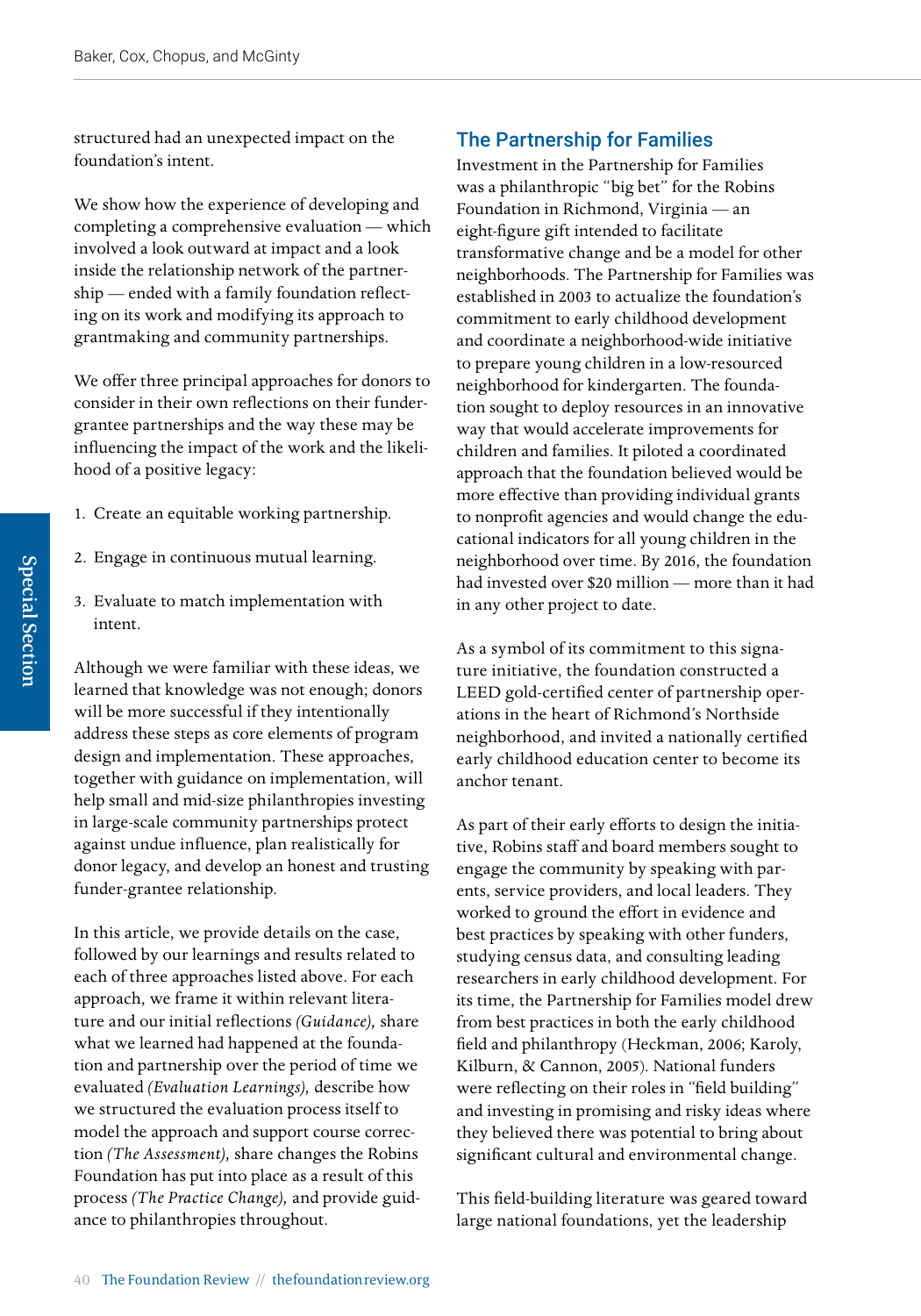structured had an unexpected impact on the foundation's intent.

We show how the experience of developing and completing a comprehensive evaluation — which involved a look outward at impact and a look inside the relationship network of the partnership — ended with a family foundation reflecting on its work and modifying its approach to grantmaking and community partnerships.

We offer three principal approaches for donors to consider in their own reflections on their funder-grantee partnerships and the way these may be influencing the impact of the work and the likelihood of a positive legacy:

1. Create an equitable working partnership.
2. Engage in continuous mutual learning.
3. Evaluate to match implementation with intent.

Although we were familiar with these ideas, we learned that knowledge was not enough; donors will be more successful if they intentionally address these steps as core elements of program design and implementation. These approaches, together with guidance on implementation, will help small and mid-size philanthropies investing in large-scale community partnerships protect against undue influence, plan realistically for donor legacy, and develop an honest and trusting funder-grantee relationship.

In this article, we provide details on the case, followed by our learnings and results related to each of three approaches listed above. For each approach, we frame it within relevant literature and our initial reflections *(Guidance),* share what we learned had happened at the foundation and partnership over the period of time we evaluated *(Evaluation Learnings),* describe how we structured the evaluation process itself to model the approach and support course correction *(The Assessment),* share changes the Robins Foundation has put into place as a result of this process *(The Practice Change),* and provide guidance to philanthropies throughout.

## The Partnership for Families

Investment in the Partnership for Families was a philanthropic "big bet" for the Robins Foundation in Richmond, Virginia — an eight-figure gift intended to facilitate transformative change and be a model for other neighborhoods. The Partnership for Families was established in 2003 to actualize the foundation's commitment to early childhood development and coordinate a neighborhood-wide initiative to prepare young children in a low-resourced neighborhood for kindergarten. The foundation sought to deploy resources in an innovative way that would accelerate improvements for children and families. It piloted a coordinated approach that the foundation believed would be more effective than providing individual grants to nonprofit agencies and would change the educational indicators for all young children in the neighborhood over time. By 2016, the foundation had invested over $20 million — more than it had in any other project to date.

As a symbol of its commitment to this signature initiative, the foundation constructed a LEED gold-certified center of partnership operations in the heart of Richmond's Northside neighborhood, and invited a nationally certified early childhood education center to become its anchor tenant.

As part of their early efforts to design the initiative, Robins staff and board members sought to engage the community by speaking with parents, service providers, and local leaders. They worked to ground the effort in evidence and best practices by speaking with other funders, studying census data, and consulting leading researchers in early childhood development. For its time, the Partnership for Families model drew from best practices in both the early childhood field and philanthropy (Heckman, 2006; Karoly, Kilburn, & Cannon, 2005). National funders were reflecting on their roles in "field building" and investing in promising and risky ideas where they believed there was potential to bring about significant cultural and environmental change.

This field-building literature was geared toward large national foundations, yet the leadership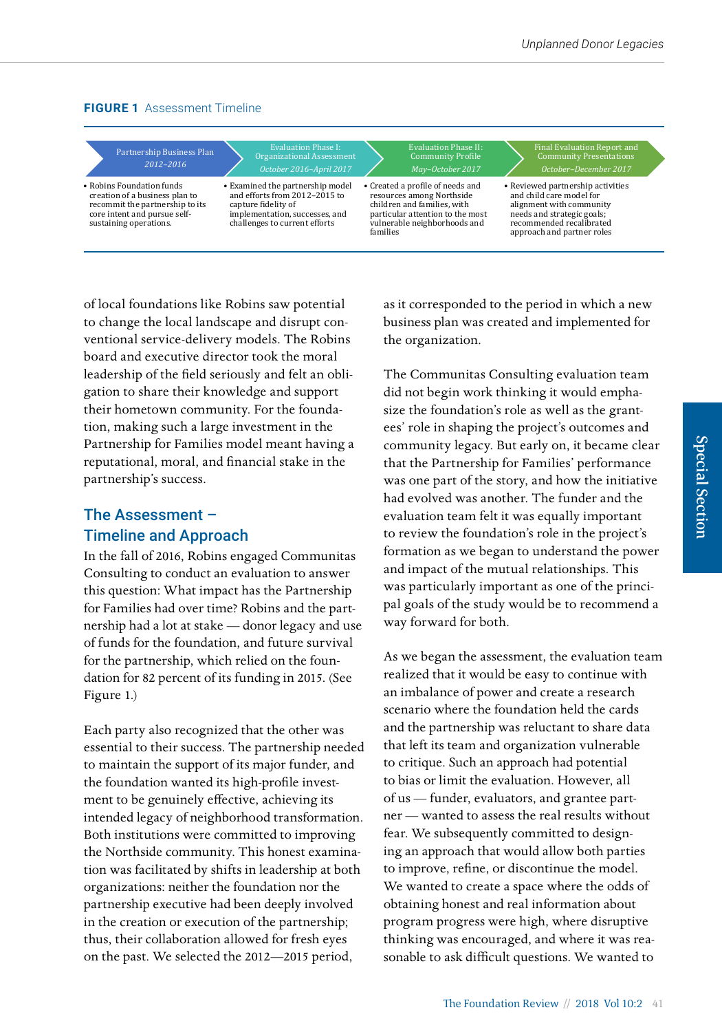**FIGURE 1** Assessment Timeline

| Partnership Business Plan *2012–2016* | Evaluation Phase I: Organizational Assessment *October 2016–April 2017* | Evaluation Phase II: Community Profile *May–October 2017* | Final Evaluation Report and Community Presentations *October–December 2017* |
| --- | --- | --- | --- |
| • Robins Foundation funds creation of a business plan to recommit the partnership to its core intent and pursue self-sustaining operations. | • Examined the partnership model and efforts from 2012–2015 to capture fidelity of implementation, successes, and challenges to current efforts | • Created a profile of needs and resources among Northside children and families, with particular attention to the most vulnerable neighborhoods and families | • Reviewed partnership activities and child care model for alignment with community needs and strategic goals; recommended recalibrated approach and partner roles |

of local foundations like Robins saw potential to change the local landscape and disrupt conventional service-delivery models. The Robins board and executive director took the moral leadership of the field seriously and felt an obligation to share their knowledge and support their hometown community. For the foundation, making such a large investment in the Partnership for Families model meant having a reputational, moral, and financial stake in the partnership's success.

## The Assessment – Timeline and Approach

In the fall of 2016, Robins engaged Communitas Consulting to conduct an evaluation to answer this question: What impact has the Partnership for Families had over time? Robins and the partnership had a lot at stake — donor legacy and use of funds for the foundation, and future survival for the partnership, which relied on the foundation for 82 percent of its funding in 2015. (See Figure 1.)

Each party also recognized that the other was essential to their success. The partnership needed to maintain the support of its major funder, and the foundation wanted its high-profile investment to be genuinely effective, achieving its intended legacy of neighborhood transformation. Both institutions were committed to improving the Northside community. This honest examination was facilitated by shifts in leadership at both organizations: neither the foundation nor the partnership executive had been deeply involved in the creation or execution of the partnership; thus, their collaboration allowed for fresh eyes on the past. We selected the 2012—2015 period, as it corresponded to the period in which a new business plan was created and implemented for the organization.

The Communitas Consulting evaluation team did not begin work thinking it would emphasize the foundation's role as well as the grantees' role in shaping the project's outcomes and community legacy. But early on, it became clear that the Partnership for Families' performance was one part of the story, and how the initiative had evolved was another. The funder and the evaluation team felt it was equally important to review the foundation's role in the project's formation as we began to understand the power and impact of the mutual relationships. This was particularly important as one of the principal goals of the study would be to recommend a way forward for both.

As we began the assessment, the evaluation team realized that it would be easy to continue with an imbalance of power and create a research scenario where the foundation held the cards and the partnership was reluctant to share data that left its team and organization vulnerable to critique. Such an approach had potential to bias or limit the evaluation. However, all of us — funder, evaluators, and grantee partner — wanted to assess the real results without fear. We subsequently committed to designing an approach that would allow both parties to improve, refine, or discontinue the model. We wanted to create a space where the odds of obtaining honest and real information about program progress were high, where disruptive thinking was encouraged, and where it was reasonable to ask difficult questions. We wanted to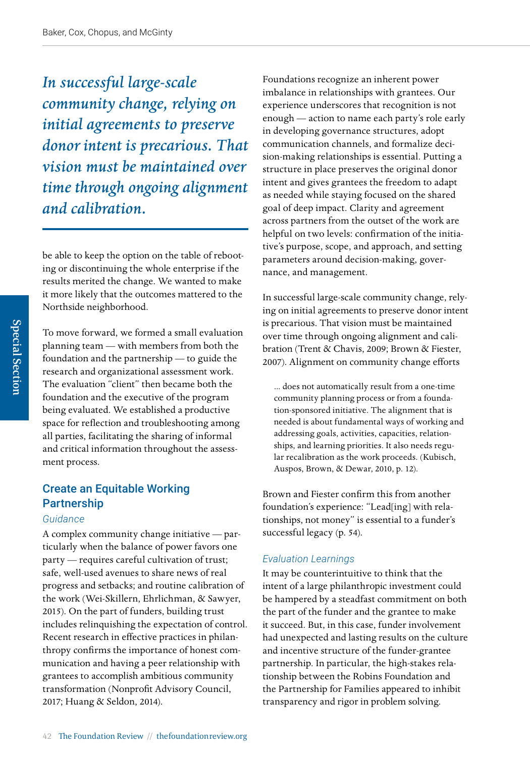*In successful large-scale community change, relying on initial agreements to preserve donor intent is precarious. That vision must be maintained over time through ongoing alignment and calibration.*

be able to keep the option on the table of rebooting or discontinuing the whole enterprise if the results merited the change. We wanted to make it more likely that the outcomes mattered to the Northside neighborhood.

To move forward, we formed a small evaluation planning team — with members from both the foundation and the partnership — to guide the research and organizational assessment work. The evaluation "client" then became both the foundation and the executive of the program being evaluated. We established a productive space for reflection and troubleshooting among all parties, facilitating the sharing of informal and critical information throughout the assessment process.

## Create an Equitable Working Partnership

### *Guidance*

A complex community change initiative — particularly when the balance of power favors one party — requires careful cultivation of trust; safe, well-used avenues to share news of real progress and setbacks; and routine calibration of the work (Wei-Skillern, Ehrlichman, & Sawyer, 2015). On the part of funders, building trust includes relinquishing the expectation of control. Recent research in effective practices in philanthropy confirms the importance of honest communication and having a peer relationship with grantees to accomplish ambitious community transformation (Nonprofit Advisory Council, 2017; Huang & Seldon, 2014).

Foundations recognize an inherent power imbalance in relationships with grantees. Our experience underscores that recognition is not enough — action to name each party's role early in developing governance structures, adopt communication channels, and formalize decision-making relationships is essential. Putting a structure in place preserves the original donor intent and gives grantees the freedom to adapt as needed while staying focused on the shared goal of deep impact. Clarity and agreement across partners from the outset of the work are helpful on two levels: confirmation of the initiative's purpose, scope, and approach, and setting parameters around decision-making, governance, and management.

In successful large-scale community change, relying on initial agreements to preserve donor intent is precarious. That vision must be maintained over time through ongoing alignment and calibration (Trent & Chavis, 2009; Brown & Fiester, 2007). Alignment on community change efforts

> … does not automatically result from a one-time community planning process or from a foundation-sponsored initiative. The alignment that is needed is about fundamental ways of working and addressing goals, activities, capacities, relationships, and learning priorities. It also needs regular recalibration as the work proceeds. (Kubisch, Auspos, Brown, & Dewar, 2010, p. 12).

Brown and Fiester confirm this from another foundation's experience: "Lead[ing] with relationships, not money" is essential to a funder's successful legacy (p. 54).

### *Evaluation Learnings*

It may be counterintuitive to think that the intent of a large philanthropic investment could be hampered by a steadfast commitment on both the part of the funder and the grantee to make it succeed. But, in this case, funder involvement had unexpected and lasting results on the culture and incentive structure of the funder-grantee partnership. In particular, the high-stakes relationship between the Robins Foundation and the Partnership for Families appeared to inhibit transparency and rigor in problem solving.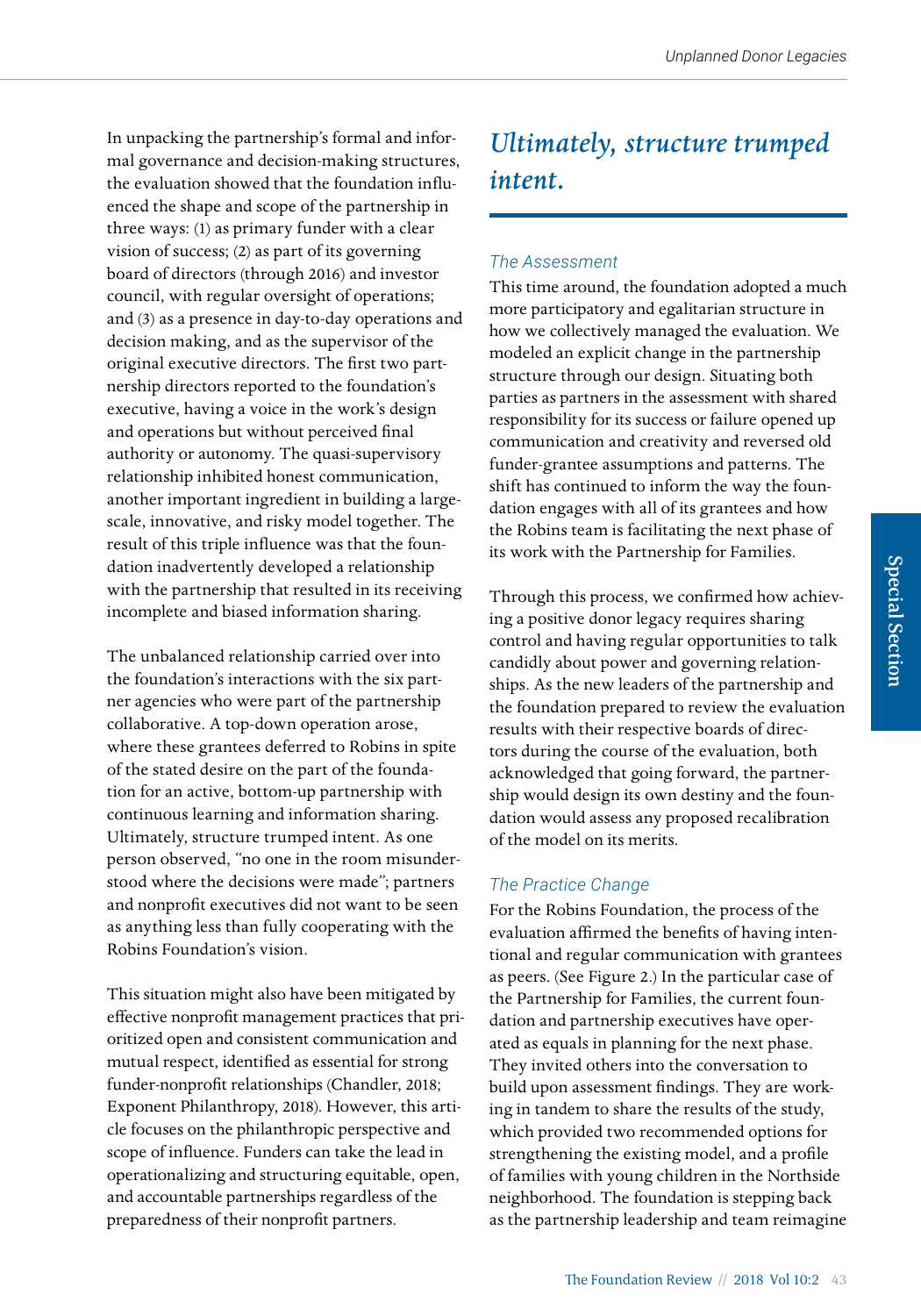In unpacking the partnership's formal and informal governance and decision-making structures, the evaluation showed that the foundation influenced the shape and scope of the partnership in three ways: (1) as primary funder with a clear vision of success; (2) as part of its governing board of directors (through 2016) and investor council, with regular oversight of operations; and (3) as a presence in day-to-day operations and decision making, and as the supervisor of the original executive directors. The first two partnership directors reported to the foundation's executive, having a voice in the work's design and operations but without perceived final authority or autonomy. The quasi-supervisory relationship inhibited honest communication, another important ingredient in building a large-scale, innovative, and risky model together. The result of this triple influence was that the foundation inadvertently developed a relationship with the partnership that resulted in its receiving incomplete and biased information sharing.

The unbalanced relationship carried over into the foundation's interactions with the six partner agencies who were part of the partnership collaborative. A top-down operation arose, where these grantees deferred to Robins in spite of the stated desire on the part of the foundation for an active, bottom-up partnership with continuous learning and information sharing. Ultimately, structure trumped intent. As one person observed, "no one in the room misunderstood where the decisions were made"; partners and nonprofit executives did not want to be seen as anything less than fully cooperating with the Robins Foundation's vision.

This situation might also have been mitigated by effective nonprofit management practices that prioritized open and consistent communication and mutual respect, identified as essential for strong funder-nonprofit relationships (Chandler, 2018; Exponent Philanthropy, 2018). However, this article focuses on the philanthropic perspective and scope of influence. Funders can take the lead in operationalizing and structuring equitable, open, and accountable partnerships regardless of the preparedness of their nonprofit partners.

> *Ultimately, structure trumped intent.*

### *The Assessment*

This time around, the foundation adopted a much more participatory and egalitarian structure in how we collectively managed the evaluation. We modeled an explicit change in the partnership structure through our design. Situating both parties as partners in the assessment with shared responsibility for its success or failure opened up communication and creativity and reversed old funder-grantee assumptions and patterns. The shift has continued to inform the way the foundation engages with all of its grantees and how the Robins team is facilitating the next phase of its work with the Partnership for Families.

Through this process, we confirmed how achieving a positive donor legacy requires sharing control and having regular opportunities to talk candidly about power and governing relationships. As the new leaders of the partnership and the foundation prepared to review the evaluation results with their respective boards of directors during the course of the evaluation, both acknowledged that going forward, the partnership would design its own destiny and the foundation would assess any proposed recalibration of the model on its merits.

### *The Practice Change*

For the Robins Foundation, the process of the evaluation affirmed the benefits of having intentional and regular communication with grantees as peers. (See Figure 2.) In the particular case of the Partnership for Families, the current foundation and partnership executives have operated as equals in planning for the next phase. They invited others into the conversation to build upon assessment findings. They are working in tandem to share the results of the study, which provided two recommended options for strengthening the existing model, and a profile of families with young children in the Northside neighborhood. The foundation is stepping back as the partnership leadership and team reimagine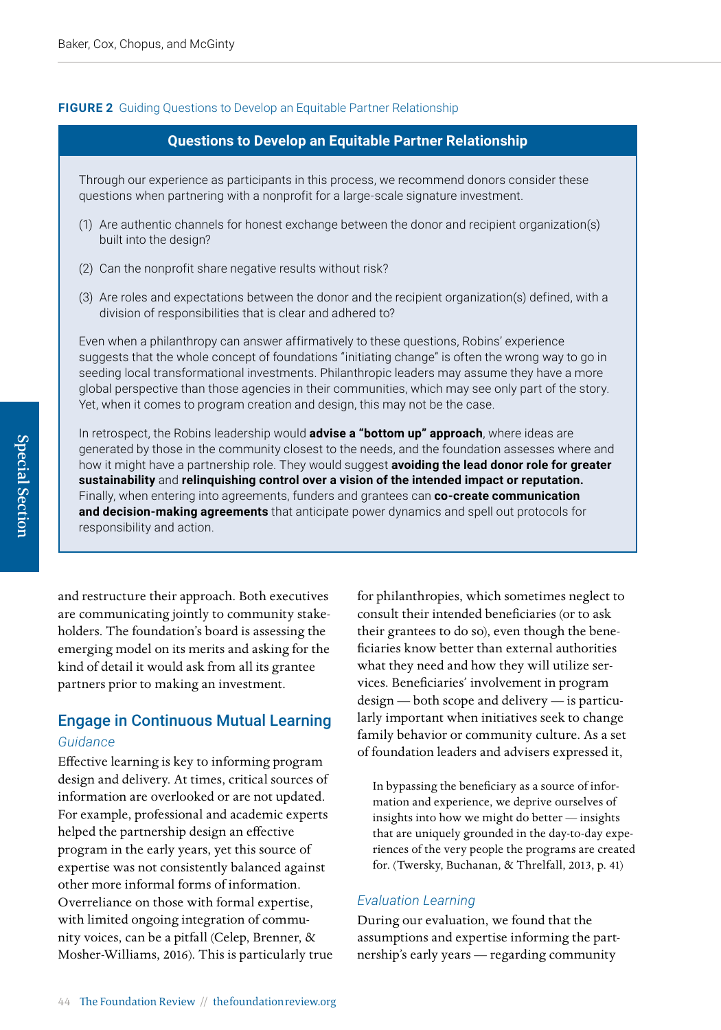**FIGURE 2** Guiding Questions to Develop an Equitable Partner Relationship

**Questions to Develop an Equitable Partner Relationship**

Through our experience as participants in this process, we recommend donors consider these questions when partnering with a nonprofit for a large-scale signature investment.

(1) Are authentic channels for honest exchange between the donor and recipient organization(s) built into the design?

(2) Can the nonprofit share negative results without risk?

(3) Are roles and expectations between the donor and the recipient organization(s) defined, with a division of responsibilities that is clear and adhered to?

Even when a philanthropy can answer affirmatively to these questions, Robins' experience suggests that the whole concept of foundations "initiating change" is often the wrong way to go in seeding local transformational investments. Philanthropic leaders may assume they have a more global perspective than those agencies in their communities, which may see only part of the story. Yet, when it comes to program creation and design, this may not be the case.

In retrospect, the Robins leadership would **advise a "bottom up" approach**, where ideas are generated by those in the community closest to the needs, and the foundation assesses where and how it might have a partnership role. They would suggest **avoiding the lead donor role for greater sustainability** and **relinquishing control over a vision of the intended impact or reputation.** Finally, when entering into agreements, funders and grantees can **co-create communication and decision-making agreements** that anticipate power dynamics and spell out protocols for responsibility and action.

and restructure their approach. Both executives are communicating jointly to community stakeholders. The foundation's board is assessing the emerging model on its merits and asking for the kind of detail it would ask from all its grantee partners prior to making an investment.

## Engage in Continuous Mutual Learning

*Guidance*

Effective learning is key to informing program design and delivery. At times, critical sources of information are overlooked or are not updated. For example, professional and academic experts helped the partnership design an effective program in the early years, yet this source of expertise was not consistently balanced against other more informal forms of information. Overreliance on those with formal expertise, with limited ongoing integration of community voices, can be a pitfall (Celep, Brenner, & Mosher-Williams, 2016). This is particularly true for philanthropies, which sometimes neglect to consult their intended beneficiaries (or to ask their grantees to do so), even though the beneficiaries know better than external authorities what they need and how they will utilize services. Beneficiaries' involvement in program design — both scope and delivery — is particularly important when initiatives seek to change family behavior or community culture. As a set of foundation leaders and advisers expressed it,

> In bypassing the beneficiary as a source of information and experience, we deprive ourselves of insights into how we might do better — insights that are uniquely grounded in the day-to-day experiences of the very people the programs are created for. (Twersky, Buchanan, & Threlfall, 2013, p. 41)

*Evaluation Learning*

During our evaluation, we found that the assumptions and expertise informing the partnership's early years — regarding community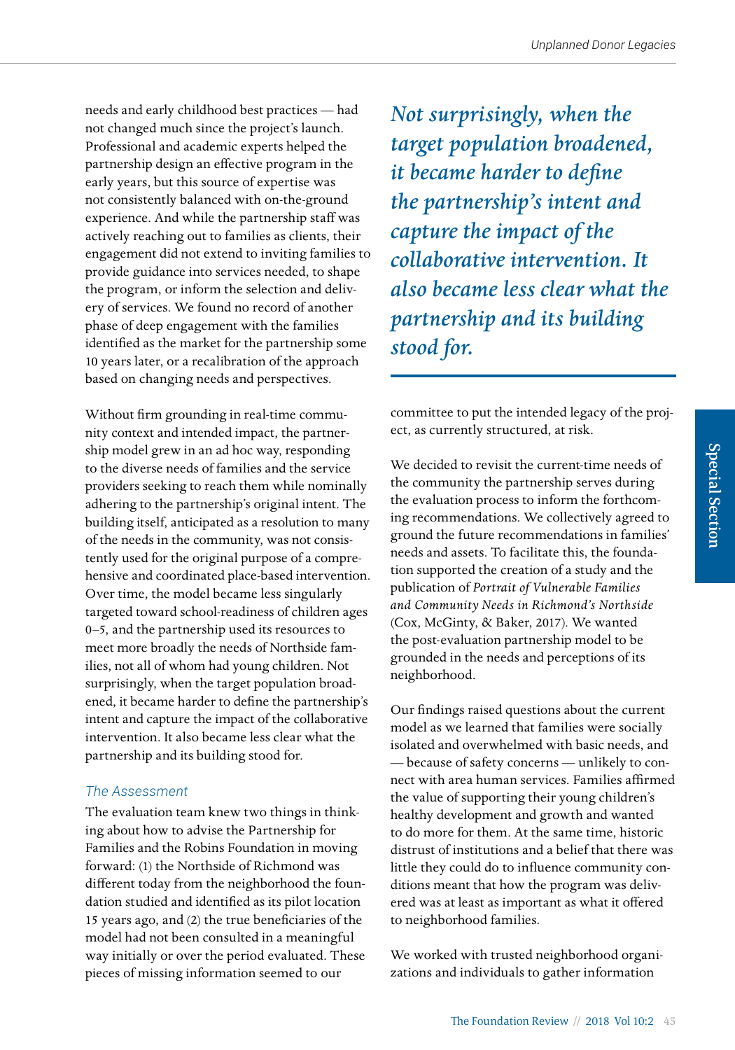needs and early childhood best practices — had not changed much since the project's launch. Professional and academic experts helped the partnership design an effective program in the early years, but this source of expertise was not consistently balanced with on-the-ground experience. And while the partnership staff was actively reaching out to families as clients, their engagement did not extend to inviting families to provide guidance into services needed, to shape the program, or inform the selection and delivery of services. We found no record of another phase of deep engagement with the families identified as the market for the partnership some 10 years later, or a recalibration of the approach based on changing needs and perspectives.

Without firm grounding in real-time community context and intended impact, the partnership model grew in an ad hoc way, responding to the diverse needs of families and the service providers seeking to reach them while nominally adhering to the partnership's original intent. The building itself, anticipated as a resolution to many of the needs in the community, was not consistently used for the original purpose of a comprehensive and coordinated place-based intervention. Over time, the model became less singularly targeted toward school-readiness of children ages 0–5, and the partnership used its resources to meet more broadly the needs of Northside families, not all of whom had young children. Not surprisingly, when the target population broadened, it became harder to define the partnership's intent and capture the impact of the collaborative intervention. It also became less clear what the partnership and its building stood for.

> *Not surprisingly, when the target population broadened, it became harder to define the partnership's intent and capture the impact of the collaborative intervention. It also became less clear what the partnership and its building stood for.*

### *The Assessment*

The evaluation team knew two things in thinking about how to advise the Partnership for Families and the Robins Foundation in moving forward: (1) the Northside of Richmond was different today from the neighborhood the foundation studied and identified as its pilot location 15 years ago, and (2) the true beneficiaries of the model had not been consulted in a meaningful way initially or over the period evaluated. These pieces of missing information seemed to our committee to put the intended legacy of the project, as currently structured, at risk.

We decided to revisit the current-time needs of the community the partnership serves during the evaluation process to inform the forthcoming recommendations. We collectively agreed to ground the future recommendations in families' needs and assets. To facilitate this, the foundation supported the creation of a study and the publication of *Portrait of Vulnerable Families and Community Needs in Richmond's Northside* (Cox, McGinty, & Baker, 2017). We wanted the post-evaluation partnership model to be grounded in the needs and perceptions of its neighborhood.

Our findings raised questions about the current model as we learned that families were socially isolated and overwhelmed with basic needs, and — because of safety concerns — unlikely to connect with area human services. Families affirmed the value of supporting their young children's healthy development and growth and wanted to do more for them. At the same time, historic distrust of institutions and a belief that there was little they could do to influence community conditions meant that how the program was delivered was at least as important as what it offered to neighborhood families.

We worked with trusted neighborhood organizations and individuals to gather information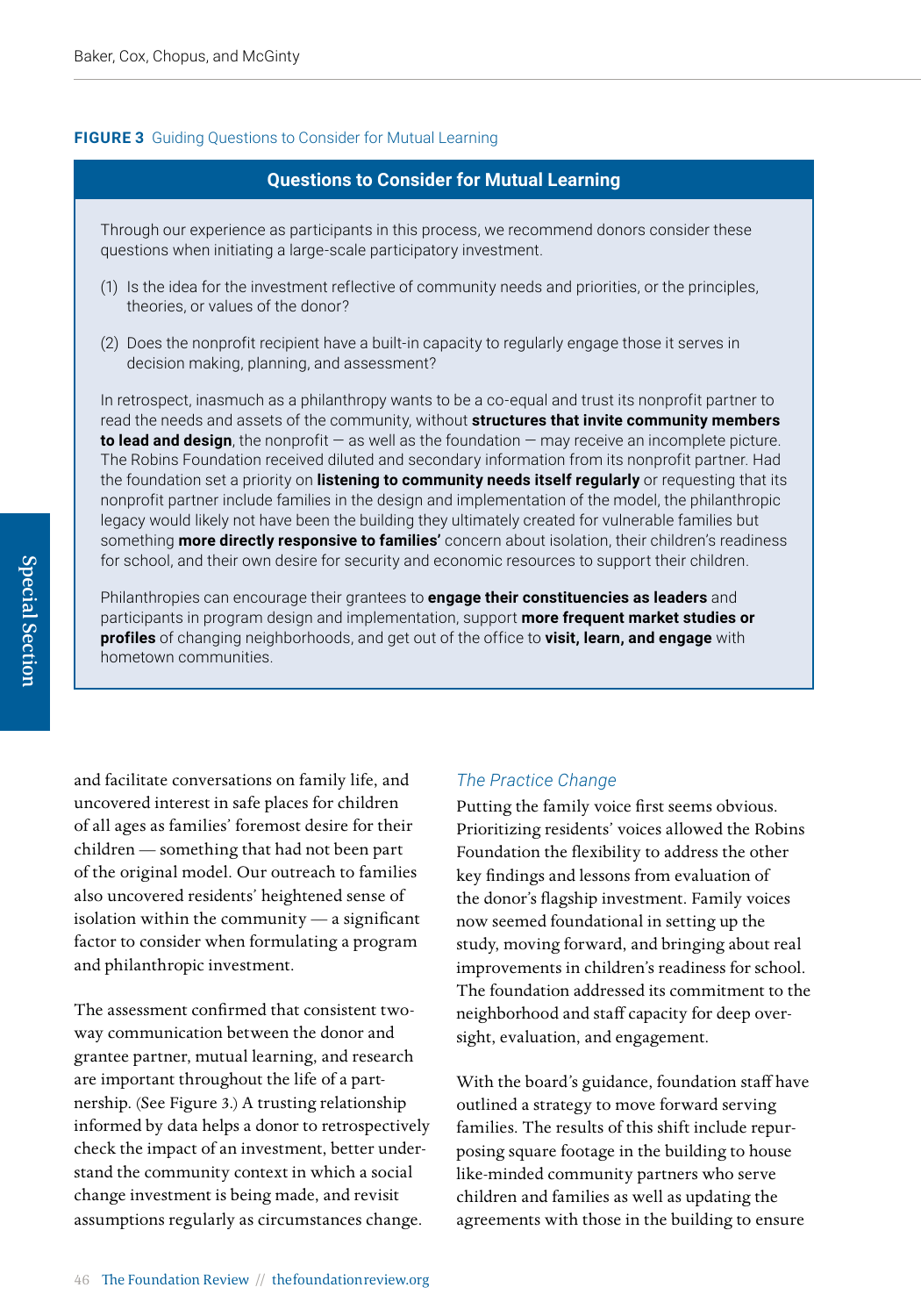**FIGURE 3** Guiding Questions to Consider for Mutual Learning

**Questions to Consider for Mutual Learning**

Through our experience as participants in this process, we recommend donors consider these questions when initiating a large-scale participatory investment.

(1) Is the idea for the investment reflective of community needs and priorities, or the principles, theories, or values of the donor?

(2) Does the nonprofit recipient have a built-in capacity to regularly engage those it serves in decision making, planning, and assessment?

In retrospect, inasmuch as a philanthropy wants to be a co-equal and trust its nonprofit partner to read the needs and assets of the community, without **structures that invite community members to lead and design**, the nonprofit — as well as the foundation — may receive an incomplete picture. The Robins Foundation received diluted and secondary information from its nonprofit partner. Had the foundation set a priority on **listening to community needs itself regularly** or requesting that its nonprofit partner include families in the design and implementation of the model, the philanthropic legacy would likely not have been the building they ultimately created for vulnerable families but something **more directly responsive to families'** concern about isolation, their children's readiness for school, and their own desire for security and economic resources to support their children.

Philanthropies can encourage their grantees to **engage their constituencies as leaders** and participants in program design and implementation, support **more frequent market studies or profiles** of changing neighborhoods, and get out of the office to **visit, learn, and engage** with hometown communities.

and facilitate conversations on family life, and uncovered interest in safe places for children of all ages as families' foremost desire for their children — something that had not been part of the original model. Our outreach to families also uncovered residents' heightened sense of isolation within the community — a significant factor to consider when formulating a program and philanthropic investment.

The assessment confirmed that consistent two-way communication between the donor and grantee partner, mutual learning, and research are important throughout the life of a partnership. (See Figure 3.) A trusting relationship informed by data helps a donor to retrospectively check the impact of an investment, better understand the community context in which a social change investment is being made, and revisit assumptions regularly as circumstances change.

### *The Practice Change*

Putting the family voice first seems obvious. Prioritizing residents' voices allowed the Robins Foundation the flexibility to address the other key findings and lessons from evaluation of the donor's flagship investment. Family voices now seemed foundational in setting up the study, moving forward, and bringing about real improvements in children's readiness for school. The foundation addressed its commitment to the neighborhood and staff capacity for deep oversight, evaluation, and engagement.

With the board's guidance, foundation staff have outlined a strategy to move forward serving families. The results of this shift include repurposing square footage in the building to house like-minded community partners who serve children and families as well as updating the agreements with those in the building to ensure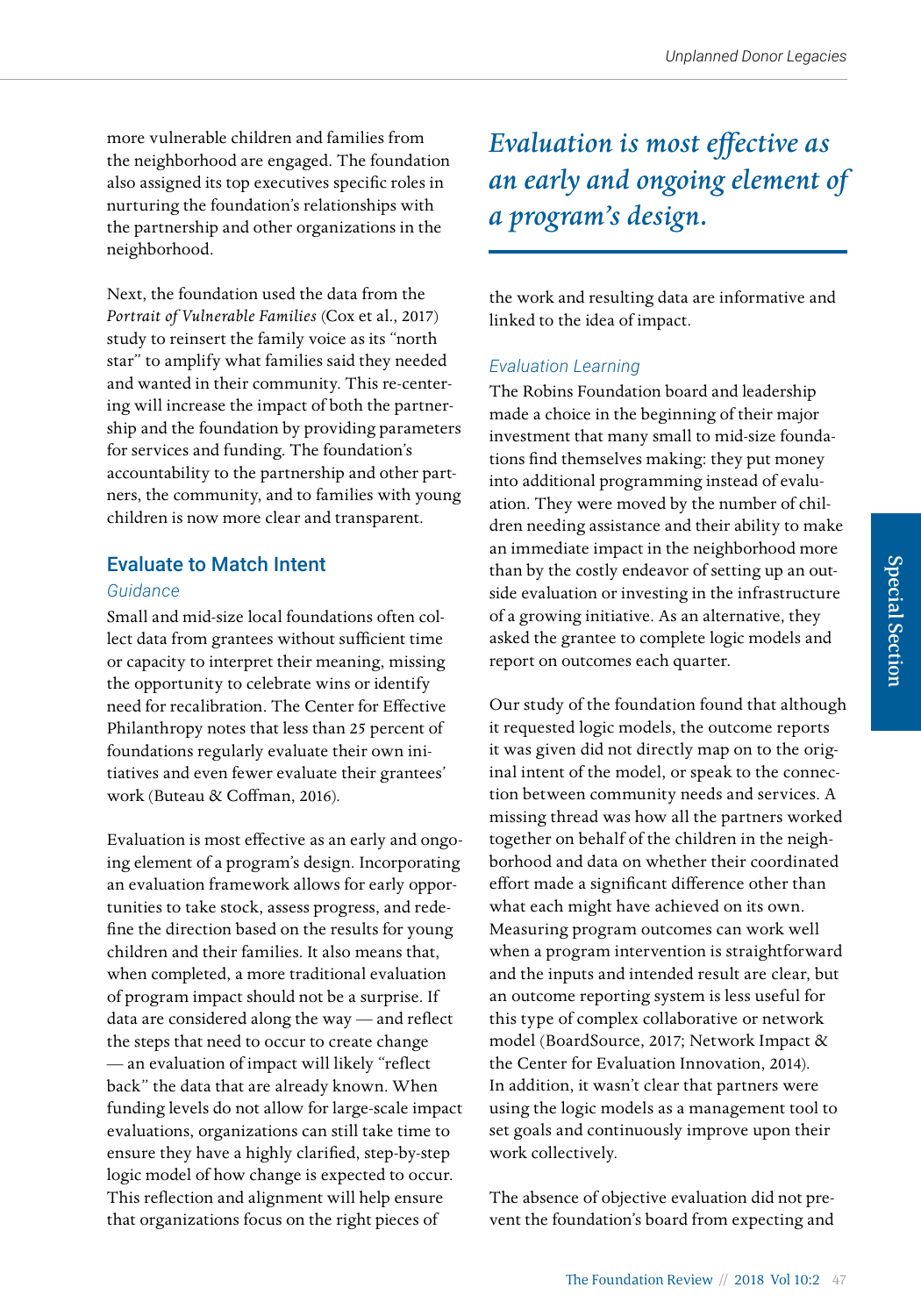more vulnerable children and families from the neighborhood are engaged. The foundation also assigned its top executives specific roles in nurturing the foundation's relationships with the partnership and other organizations in the neighborhood.

Next, the foundation used the data from the *Portrait of Vulnerable Families* (Cox et al., 2017) study to reinsert the family voice as its "north star" to amplify what families said they needed and wanted in their community. This re-centering will increase the impact of both the partnership and the foundation by providing parameters for services and funding. The foundation's accountability to the partnership and other partners, the community, and to families with young children is now more clear and transparent.

## Evaluate to Match Intent

### *Guidance*

Small and mid-size local foundations often collect data from grantees without sufficient time or capacity to interpret their meaning, missing the opportunity to celebrate wins or identify need for recalibration. The Center for Effective Philanthropy notes that less than 25 percent of foundations regularly evaluate their own initiatives and even fewer evaluate their grantees' work (Buteau & Coffman, 2016).

Evaluation is most effective as an early and ongoing element of a program's design. Incorporating an evaluation framework allows for early opportunities to take stock, assess progress, and redefine the direction based on the results for young children and their families. It also means that, when completed, a more traditional evaluation of program impact should not be a surprise. If data are considered along the way — and reflect the steps that need to occur to create change — an evaluation of impact will likely "reflect back" the data that are already known. When funding levels do not allow for large-scale impact evaluations, organizations can still take time to ensure they have a highly clarified, step-by-step logic model of how change is expected to occur. This reflection and alignment will help ensure that organizations focus on the right pieces of the work and resulting data are informative and linked to the idea of impact.

> ***Evaluation is most effective as an early and ongoing element of a program's design.***

### *Evaluation Learning*

The Robins Foundation board and leadership made a choice in the beginning of their major investment that many small to mid-size foundations find themselves making: they put money into additional programming instead of evaluation. They were moved by the number of children needing assistance and their ability to make an immediate impact in the neighborhood more than by the costly endeavor of setting up an outside evaluation or investing in the infrastructure of a growing initiative. As an alternative, they asked the grantee to complete logic models and report on outcomes each quarter.

Our study of the foundation found that although it requested logic models, the outcome reports it was given did not directly map on to the original intent of the model, or speak to the connection between community needs and services. A missing thread was how all the partners worked together on behalf of the children in the neighborhood and data on whether their coordinated effort made a significant difference other than what each might have achieved on its own. Measuring program outcomes can work well when a program intervention is straightforward and the inputs and intended result are clear, but an outcome reporting system is less useful for this type of complex collaborative or network model (BoardSource, 2017; Network Impact & the Center for Evaluation Innovation, 2014). In addition, it wasn't clear that partners were using the logic models as a management tool to set goals and continuously improve upon their work collectively.

The absence of objective evaluation did not prevent the foundation's board from expecting and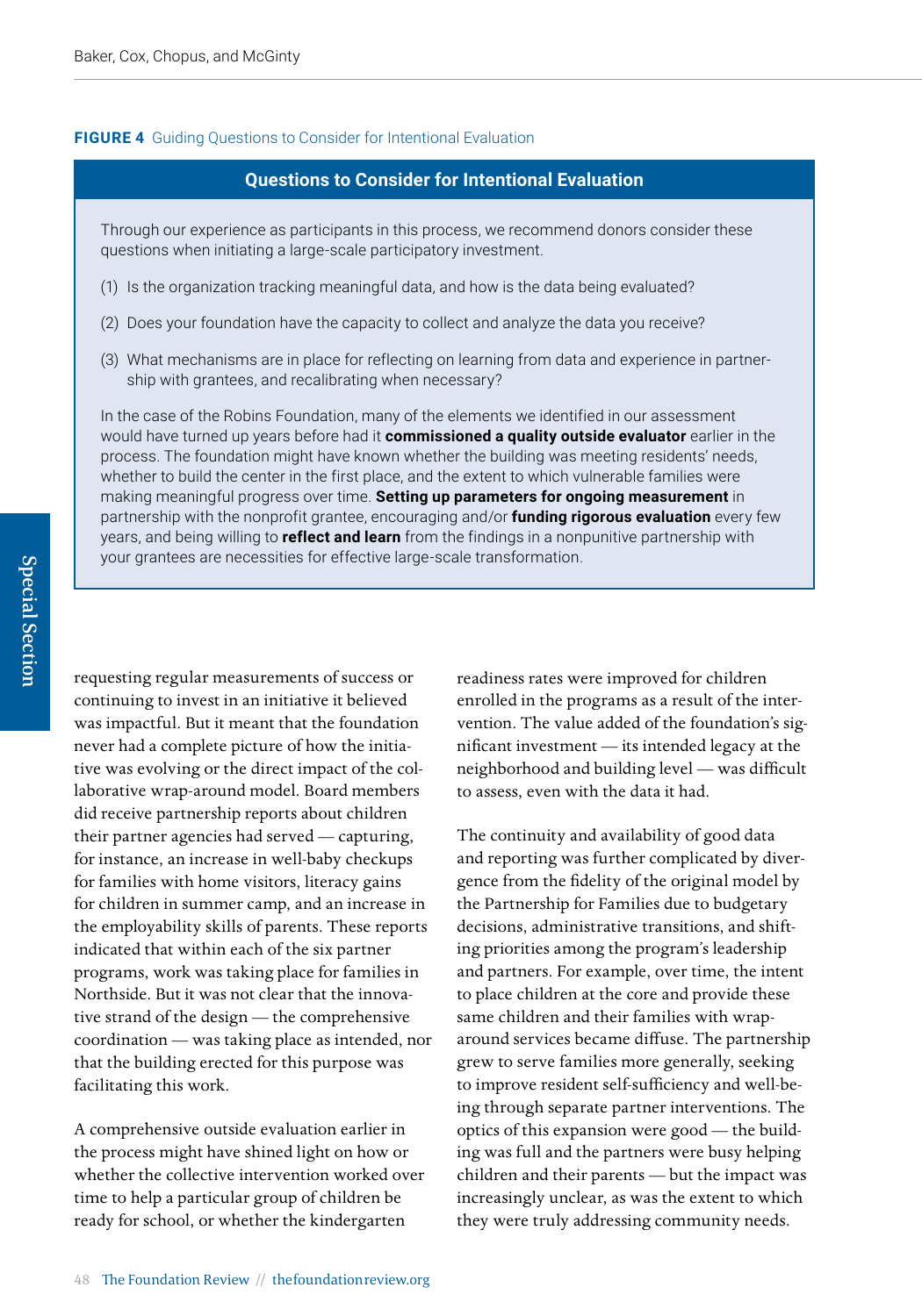**FIGURE 4** Guiding Questions to Consider for Intentional Evaluation

**Questions to Consider for Intentional Evaluation**

Through our experience as participants in this process, we recommend donors consider these questions when initiating a large-scale participatory investment.

(1) Is the organization tracking meaningful data, and how is the data being evaluated?

(2) Does your foundation have the capacity to collect and analyze the data you receive?

(3) What mechanisms are in place for reflecting on learning from data and experience in partnership with grantees, and recalibrating when necessary?

In the case of the Robins Foundation, many of the elements we identified in our assessment would have turned up years before had it **commissioned a quality outside evaluator** earlier in the process. The foundation might have known whether the building was meeting residents' needs, whether to build the center in the first place, and the extent to which vulnerable families were making meaningful progress over time. **Setting up parameters for ongoing measurement** in partnership with the nonprofit grantee, encouraging and/or **funding rigorous evaluation** every few years, and being willing to **reflect and learn** from the findings in a nonpunitive partnership with your grantees are necessities for effective large-scale transformation.

requesting regular measurements of success or continuing to invest in an initiative it believed was impactful. But it meant that the foundation never had a complete picture of how the initiative was evolving or the direct impact of the collaborative wrap-around model. Board members did receive partnership reports about children their partner agencies had served — capturing, for instance, an increase in well-baby checkups for families with home visitors, literacy gains for children in summer camp, and an increase in the employability skills of parents. These reports indicated that within each of the six partner programs, work was taking place for families in Northside. But it was not clear that the innovative strand of the design — the comprehensive coordination — was taking place as intended, nor that the building erected for this purpose was facilitating this work.

A comprehensive outside evaluation earlier in the process might have shined light on how or whether the collective intervention worked over time to help a particular group of children be ready for school, or whether the kindergarten readiness rates were improved for children enrolled in the programs as a result of the intervention. The value added of the foundation's significant investment — its intended legacy at the neighborhood and building level — was difficult to assess, even with the data it had.

The continuity and availability of good data and reporting was further complicated by divergence from the fidelity of the original model by the Partnership for Families due to budgetary decisions, administrative transitions, and shifting priorities among the program's leadership and partners. For example, over time, the intent to place children at the core and provide these same children and their families with wrap-around services became diffuse. The partnership grew to serve families more generally, seeking to improve resident self-sufficiency and well-being through separate partner interventions. The optics of this expansion were good — the building was full and the partners were busy helping children and their parents — but the impact was increasingly unclear, as was the extent to which they were truly addressing community needs.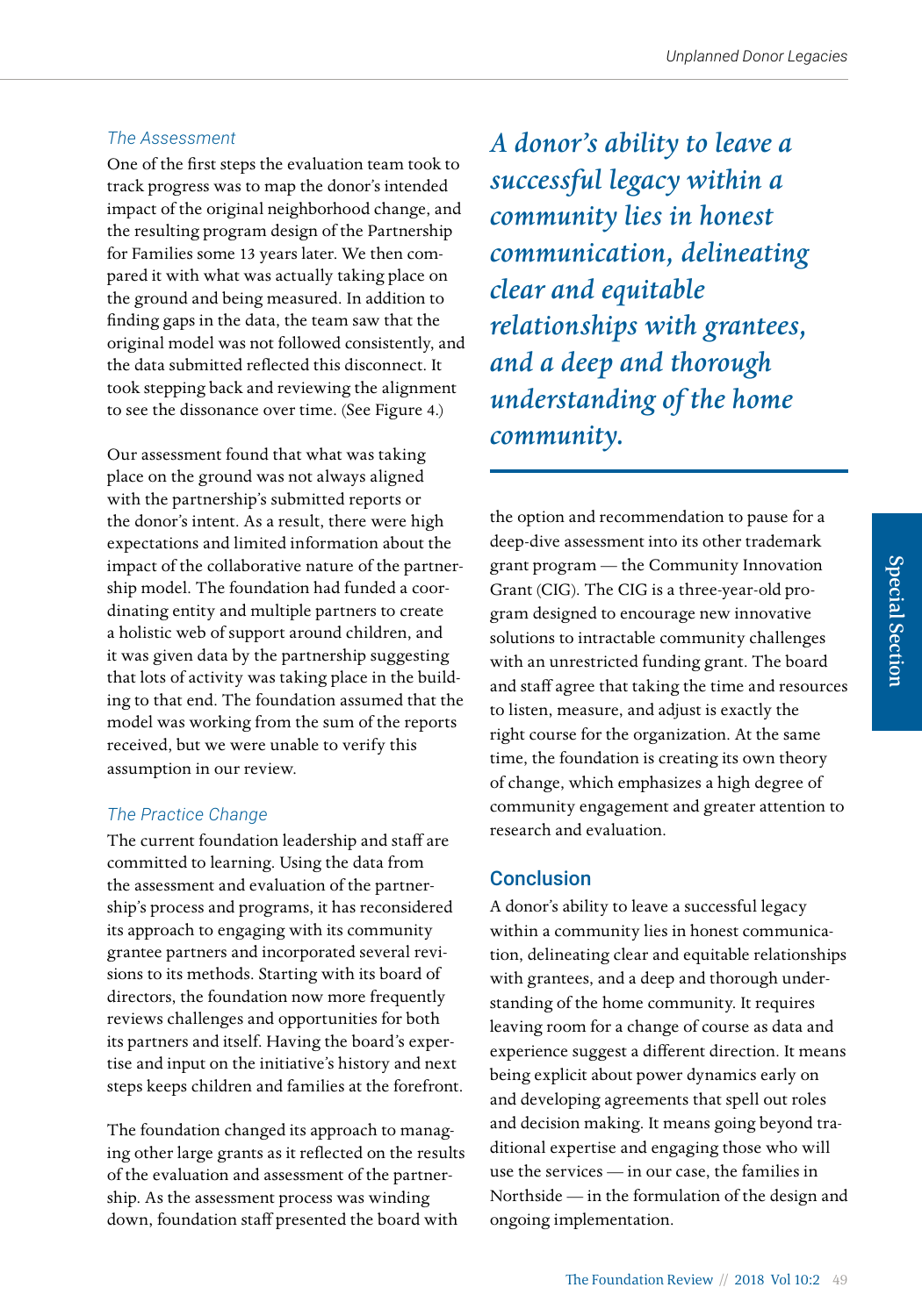### *The Assessment*

One of the first steps the evaluation team took to track progress was to map the donor's intended impact of the original neighborhood change, and the resulting program design of the Partnership for Families some 13 years later. We then compared it with what was actually taking place on the ground and being measured. In addition to finding gaps in the data, the team saw that the original model was not followed consistently, and the data submitted reflected this disconnect. It took stepping back and reviewing the alignment to see the dissonance over time. (See Figure 4.)

Our assessment found that what was taking place on the ground was not always aligned with the partnership's submitted reports or the donor's intent. As a result, there were high expectations and limited information about the impact of the collaborative nature of the partnership model. The foundation had funded a coordinating entity and multiple partners to create a holistic web of support around children, and it was given data by the partnership suggesting that lots of activity was taking place in the building to that end. The foundation assumed that the model was working from the sum of the reports received, but we were unable to verify this assumption in our review.

### *The Practice Change*

The current foundation leadership and staff are committed to learning. Using the data from the assessment and evaluation of the partnership's process and programs, it has reconsidered its approach to engaging with its community grantee partners and incorporated several revisions to its methods. Starting with its board of directors, the foundation now more frequently reviews challenges and opportunities for both its partners and itself. Having the board's expertise and input on the initiative's history and next steps keeps children and families at the forefront.

The foundation changed its approach to managing other large grants as it reflected on the results of the evaluation and assessment of the partnership. As the assessment process was winding down, foundation staff presented the board with the option and recommendation to pause for a deep-dive assessment into its other trademark grant program — the Community Innovation Grant (CIG). The CIG is a three-year-old program designed to encourage new innovative solutions to intractable community challenges with an unrestricted funding grant. The board and staff agree that taking the time and resources to listen, measure, and adjust is exactly the right course for the organization. At the same time, the foundation is creating its own theory of change, which emphasizes a high degree of community engagement and greater attention to research and evaluation.

*A donor's ability to leave a successful legacy within a community lies in honest communication, delineating clear and equitable relationships with grantees, and a deep and thorough understanding of the home community.*

## Conclusion

A donor's ability to leave a successful legacy within a community lies in honest communication, delineating clear and equitable relationships with grantees, and a deep and thorough understanding of the home community. It requires leaving room for a change of course as data and experience suggest a different direction. It means being explicit about power dynamics early on and developing agreements that spell out roles and decision making. It means going beyond traditional expertise and engaging those who will use the services — in our case, the families in Northside — in the formulation of the design and ongoing implementation.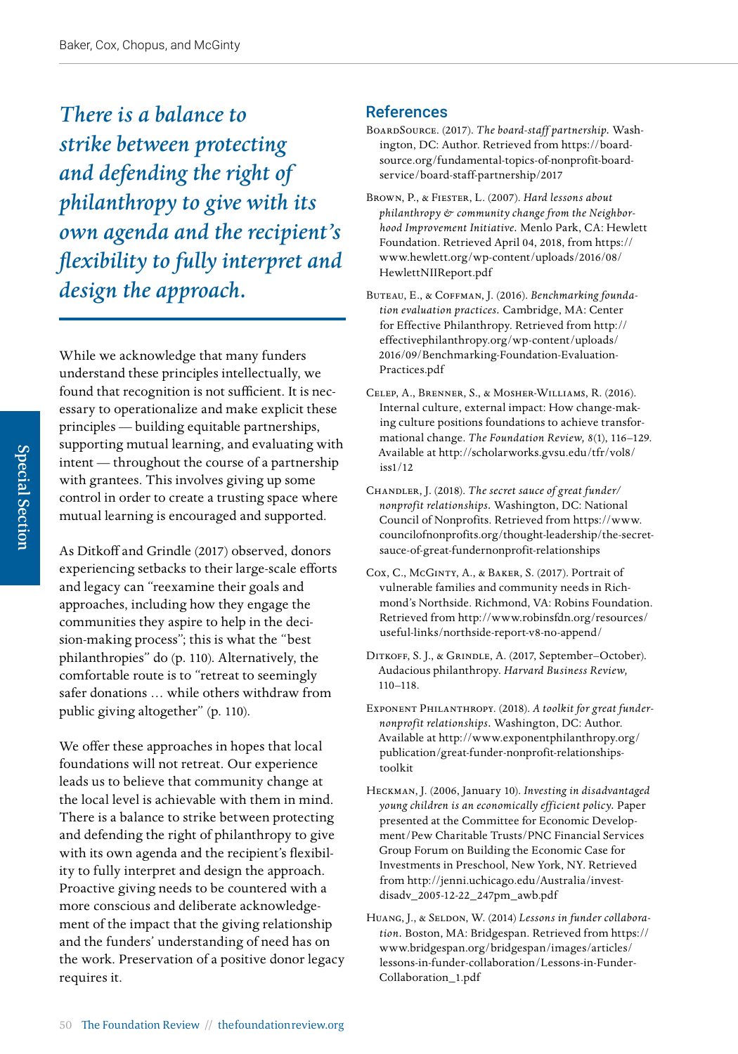*There is a balance to strike between protecting and defending the right of philanthropy to give with its own agenda and the recipient's flexibility to fully interpret and design the approach.*

While we acknowledge that many funders understand these principles intellectually, we found that recognition is not sufficient. It is necessary to operationalize and make explicit these principles — building equitable partnerships, supporting mutual learning, and evaluating with intent — throughout the course of a partnership with grantees. This involves giving up some control in order to create a trusting space where mutual learning is encouraged and supported.

As Ditkoff and Grindle (2017) observed, donors experiencing setbacks to their large-scale efforts and legacy can "reexamine their goals and approaches, including how they engage the communities they aspire to help in the decision-making process"; this is what the "best philanthropies" do (p. 110). Alternatively, the comfortable route is to "retreat to seemingly safer donations … while others withdraw from public giving altogether" (p. 110).

We offer these approaches in hopes that local foundations will not retreat. Our experience leads us to believe that community change at the local level is achievable with them in mind. There is a balance to strike between protecting and defending the right of philanthropy to give with its own agenda and the recipient's flexibility to fully interpret and design the approach. Proactive giving needs to be countered with a more conscious and deliberate acknowledgement of the impact that the giving relationship and the funders' understanding of need has on the work. Preservation of a positive donor legacy requires it.

## References

BoardSource. (2017). *The board-staff partnership.* Washington, DC: Author. Retrieved from https://boardsource.org/fundamental-topics-of-nonprofit-board-service/board-staff-partnership/2017

Brown, P., & Fiester, L. (2007). *Hard lessons about philanthropy & community change from the Neighborhood Improvement Initiative.* Menlo Park, CA: Hewlett Foundation. Retrieved April 04, 2018, from https://www.hewlett.org/wp-content/uploads/2016/08/HewlettNIIReport.pdf

Buteau, E., & Coffman, J. (2016). *Benchmarking foundation evaluation practices.* Cambridge, MA: Center for Effective Philanthropy. Retrieved from http://effectivephilanthropy.org/wp-content/uploads/2016/09/Benchmarking-Foundation-Evaluation-Practices.pdf

Celep, A., Brenner, S., & Mosher-Williams, R. (2016). Internal culture, external impact: How change-making culture positions foundations to achieve transformational change. *The Foundation Review,* 8(1), 116–129. Available at http://scholarworks.gvsu.edu/tfr/vol8/iss1/12

Chandler, J. (2018). *The secret sauce of great funder/nonprofit relationships.* Washington, DC: National Council of Nonprofits. Retrieved from https://www.councilofnonprofits.org/thought-leadership/the-secret-sauce-of-great-fundernonprofit-relationships

Cox, C., McGinty, A., & Baker, S. (2017). Portrait of vulnerable families and community needs in Richmond's Northside. Richmond, VA: Robins Foundation. Retrieved from http://www.robinsfdn.org/resources/useful-links/northside-report-v8-no-append/

Ditkoff, S. J., & Grindle, A. (2017, September–October). Audacious philanthropy. *Harvard Business Review,* 110–118.

Exponent Philanthropy. (2018). *A toolkit for great funder-nonprofit relationships.* Washington, DC: Author. Available at http://www.exponentphilanthropy.org/publication/great-funder-nonprofit-relationships-toolkit

Heckman, J. (2006, January 10). *Investing in disadvantaged young children is an economically efficient policy.* Paper presented at the Committee for Economic Development/Pew Charitable Trusts/PNC Financial Services Group Forum on Building the Economic Case for Investments in Preschool, New York, NY. Retrieved from http://jenni.uchicago.edu/Australia/invest-disadv_2005-12-22_247pm_awb.pdf

Huang, J., & Seldon, W. (2014) *Lessons in funder collaboration.* Boston, MA: Bridgespan. Retrieved from https://www.bridgespan.org/bridgespan/images/articles/lessons-in-funder-collaboration/Lessons-in-Funder-Collaboration_1.pdf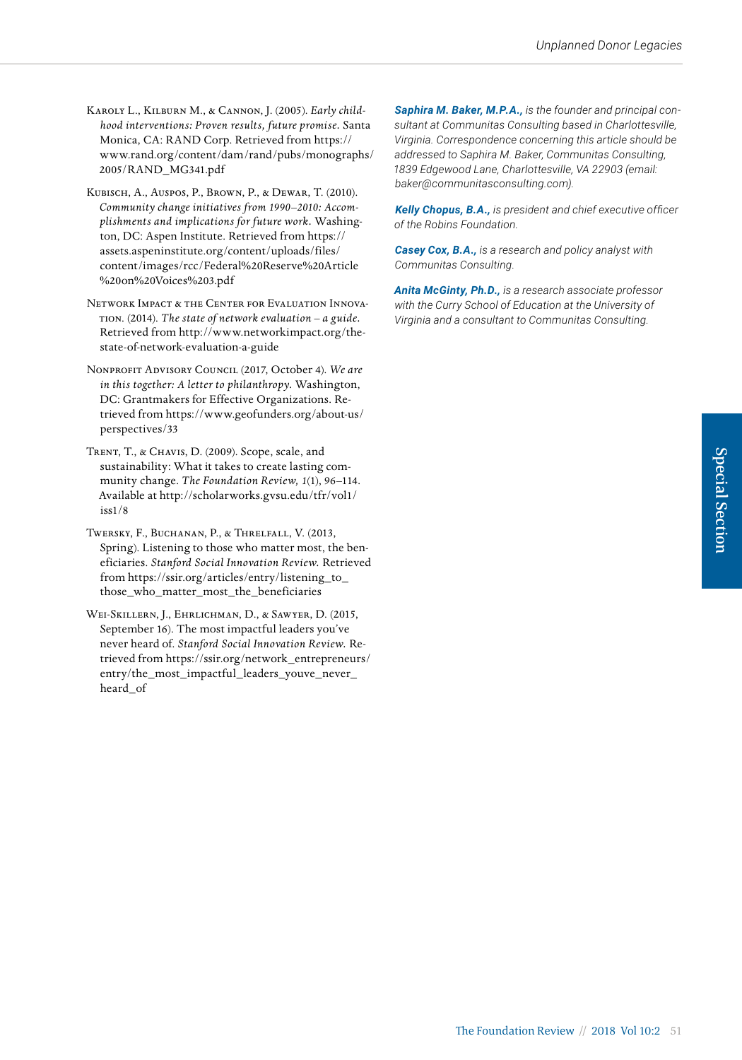Karoly L., Kilburn M., & Cannon, J. (2005). *Early childhood interventions: Proven results, future promise.* Santa Monica, CA: RAND Corp. Retrieved from https://www.rand.org/content/dam/rand/pubs/monographs/2005/RAND_MG341.pdf

Kubisch, A., Auspos, P., Brown, P., & Dewar, T. (2010). *Community change initiatives from 1990–2010: Accomplishments and implications for future work.* Washington, DC: Aspen Institute. Retrieved from https://assets.aspeninstitute.org/content/uploads/files/content/images/rcc/Federal%20Reserve%20Article%20on%20Voices%203.pdf

Network Impact & the Center for Evaluation Innovation. (2014). *The state of network evaluation – a guide.* Retrieved from http://www.networkimpact.org/the-state-of-network-evaluation-a-guide

Nonprofit Advisory Council (2017, October 4). *We are in this together: A letter to philanthropy.* Washington, DC: Grantmakers for Effective Organizations. Retrieved from https://www.geofunders.org/about-us/perspectives/33

Trent, T., & Chavis, D. (2009). Scope, scale, and sustainability: What it takes to create lasting community change. *The Foundation Review, 1*(1), 96–114. Available at http://scholarworks.gvsu.edu/tfr/vol1/iss1/8

Twersky, F., Buchanan, P., & Threlfall, V. (2013, Spring). Listening to those who matter most, the beneficiaries. *Stanford Social Innovation Review.* Retrieved from https://ssir.org/articles/entry/listening_to_those_who_matter_most_the_beneficiaries

Wei-Skillern, J., Ehrlichman, D., & Sawyer, D. (2015, September 16). The most impactful leaders you've never heard of. *Stanford Social Innovation Review.* Retrieved from https://ssir.org/network_entrepreneurs/entry/the_most_impactful_leaders_youve_never_heard_of

***Saphira M. Baker, M.P.A.,*** *is the founder and principal consultant at Communitas Consulting based in Charlottesville, Virginia. Correspondence concerning this article should be addressed to Saphira M. Baker, Communitas Consulting, 1839 Edgewood Lane, Charlottesville, VA 22903 (email: baker@communitasconsulting.com).*

***Kelly Chopus, B.A.,*** *is president and chief executive officer of the Robins Foundation.*

***Casey Cox, B.A.,*** *is a research and policy analyst with Communitas Consulting.*

***Anita McGinty, Ph.D.,*** *is a research associate professor with the Curry School of Education at the University of Virginia and a consultant to Communitas Consulting.*